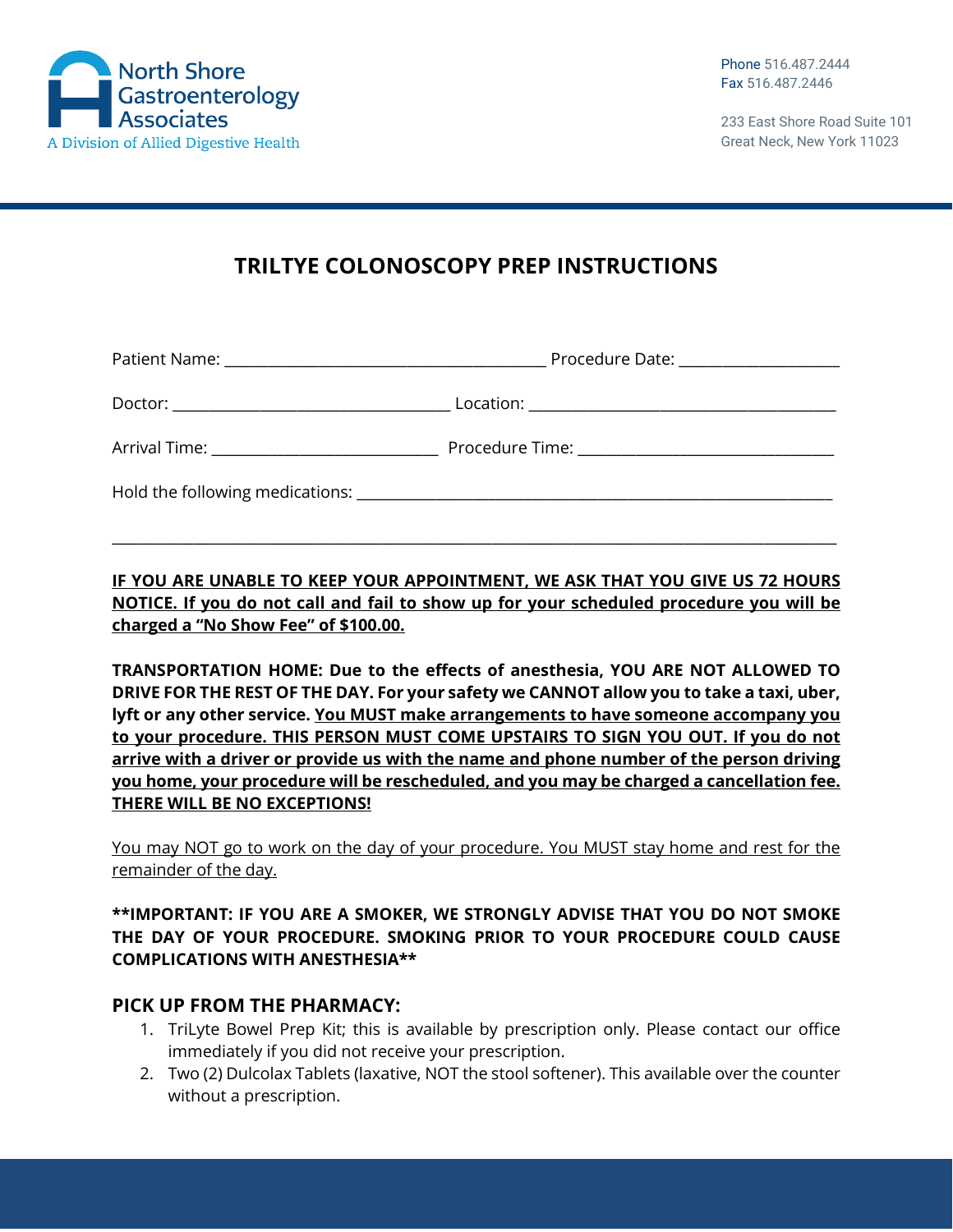North Shore Gastroenterology Associates
A Division of Allied Digestive Health

Phone 516.487.2444
Fax 516.487.2446

233 East Shore Road Suite 101
Great Neck, New York 11023

# TRILTYE COLONOSCOPY PREP INSTRUCTIONS

Patient Name: ________________________________________ Procedure Date: ____________________

Doctor: ___________________________________ Location: ______________________________________

Arrival Time: ____________________________ Procedure Time: ________________________________

Hold the following medications: ______________________________________________________________

_______________________________________________________________________________________

**IF YOU ARE UNABLE TO KEEP YOUR APPOINTMENT, WE ASK THAT YOU GIVE US 72 HOURS NOTICE. If you do not call and fail to show up for your scheduled procedure you will be charged a "No Show Fee" of $100.00.**

**TRANSPORTATION HOME: Due to the effects of anesthesia, YOU ARE NOT ALLOWED TO DRIVE FOR THE REST OF THE DAY. For your safety we CANNOT allow you to take a taxi, uber, lyft or any other service. You MUST make arrangements to have someone accompany you to your procedure. THIS PERSON MUST COME UPSTAIRS TO SIGN YOU OUT. If you do not arrive with a driver or provide us with the name and phone number of the person driving you home, your procedure will be rescheduled, and you may be charged a cancellation fee. THERE WILL BE NO EXCEPTIONS!**

You may NOT go to work on the day of your procedure. You MUST stay home and rest for the remainder of the day.

****IMPORTANT: IF YOU ARE A SMOKER, WE STRONGLY ADVISE THAT YOU DO NOT SMOKE THE DAY OF YOUR PROCEDURE. SMOKING PRIOR TO YOUR PROCEDURE COULD CAUSE COMPLICATIONS WITH ANESTHESIA****

## PICK UP FROM THE PHARMACY:

1. TriLyte Bowel Prep Kit; this is available by prescription only. Please contact our office immediately if you did not receive your prescription.
2. Two (2) Dulcolax Tablets (laxative, NOT the stool softener). This available over the counter without a prescription.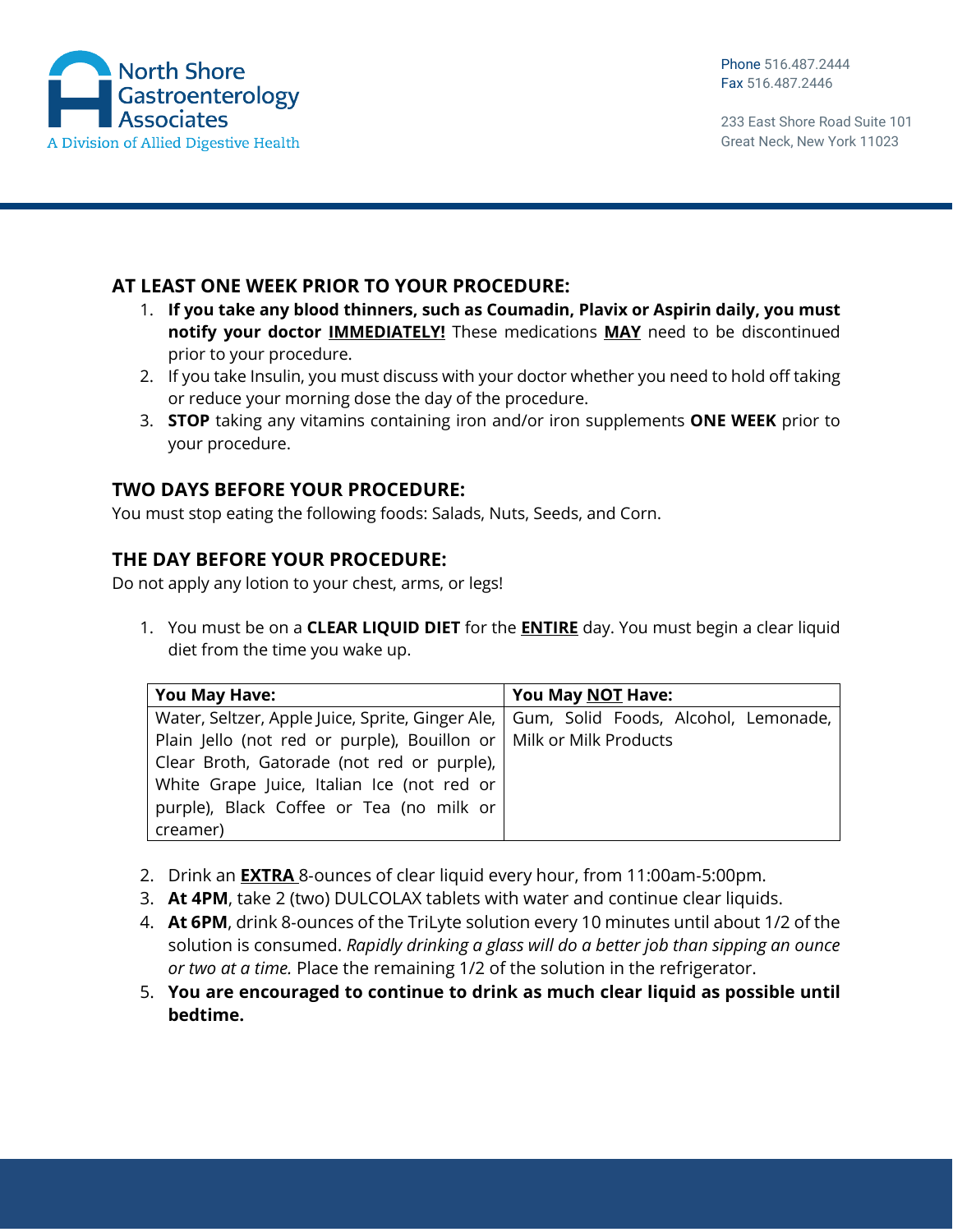## AT LEAST ONE WEEK PRIOR TO YOUR PROCEDURE:

1. **If you take any blood thinners, such as Coumadin, Plavix or Aspirin daily, you must notify your doctor <u>IMMEDIATELY!</u>** These medications **<u>MAY</u>** need to be discontinued prior to your procedure.
2. If you take Insulin, you must discuss with your doctor whether you need to hold off taking or reduce your morning dose the day of the procedure.
3. **STOP** taking any vitamins containing iron and/or iron supplements **ONE WEEK** prior to your procedure.

## TWO DAYS BEFORE YOUR PROCEDURE:

You must stop eating the following foods: Salads, Nuts, Seeds, and Corn.

## THE DAY BEFORE YOUR PROCEDURE:

Do not apply any lotion to your chest, arms, or legs!

1. You must be on a **CLEAR LIQUID DIET** for the **<u>ENTIRE</u>** day. You must begin a clear liquid diet from the time you wake up.

| **You May Have:** | **You May <u>NOT</u> Have:** |
|---|---|
| Water, Seltzer, Apple Juice, Sprite, Ginger Ale, Plain Jello (not red or purple), Bouillon or Clear Broth, Gatorade (not red or purple), White Grape Juice, Italian Ice (not red or purple), Black Coffee or Tea (no milk or creamer) | Gum, Solid Foods, Alcohol, Lemonade, Milk or Milk Products |

2. Drink an **<u>EXTRA</u>** 8-ounces of clear liquid every hour, from 11:00am-5:00pm.
3. **At 4PM**, take 2 (two) DULCOLAX tablets with water and continue clear liquids.
4. **At 6PM**, drink 8-ounces of the TriLyte solution every 10 minutes until about 1/2 of the solution is consumed. *Rapidly drinking a glass will do a better job than sipping an ounce or two at a time.* Place the remaining 1/2 of the solution in the refrigerator.
5. **You are encouraged to continue to drink as much clear liquid as possible until bedtime.**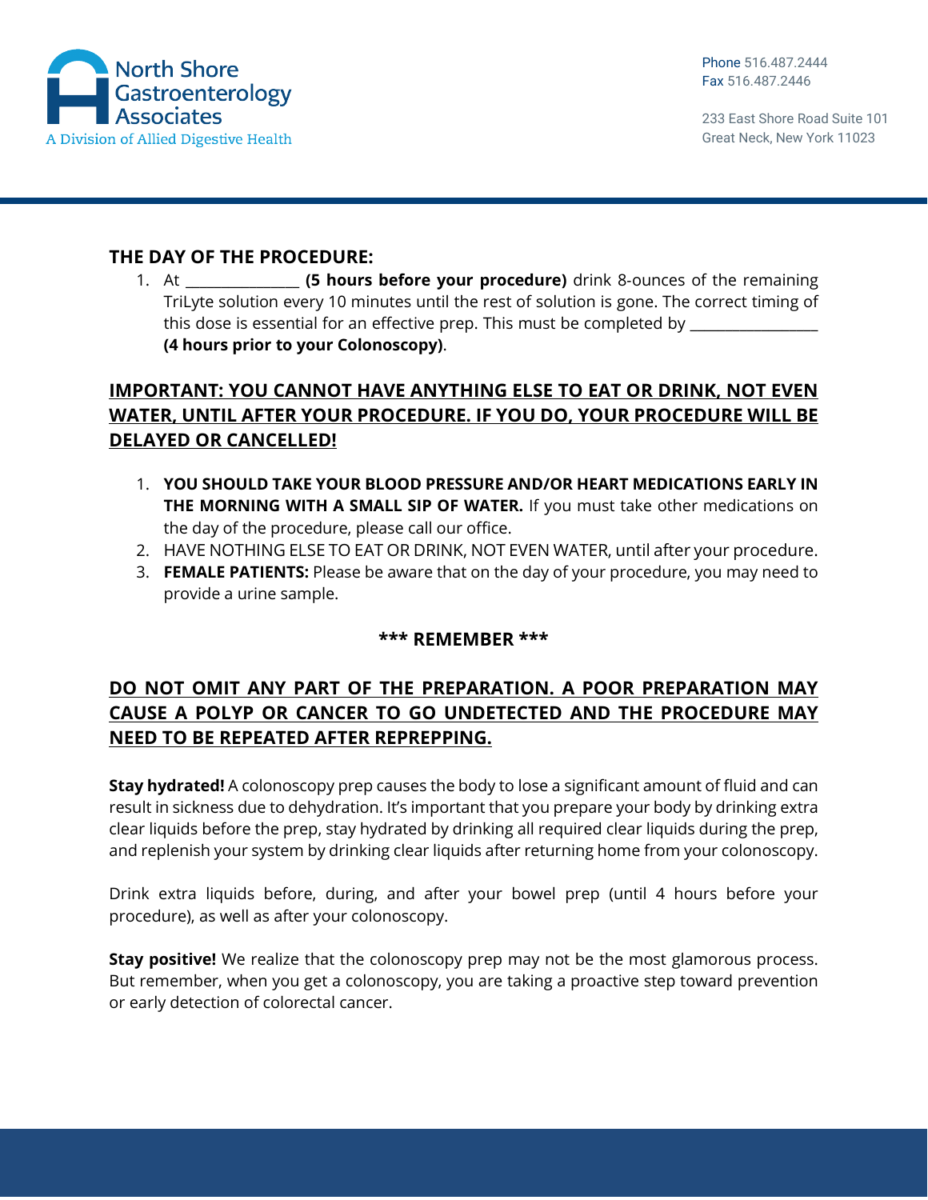## THE DAY OF THE PROCEDURE:

1. At ______________ **(5 hours before your procedure)** drink 8-ounces of the remaining TriLyte solution every 10 minutes until the rest of solution is gone. The correct timing of this dose is essential for an effective prep. This must be completed by ________________ **(4 hours prior to your Colonoscopy)**.

**IMPORTANT: YOU CANNOT HAVE ANYTHING ELSE TO EAT OR DRINK, NOT EVEN WATER, UNTIL AFTER YOUR PROCEDURE. IF YOU DO, YOUR PROCEDURE WILL BE DELAYED OR CANCELLED!**

1. **YOU SHOULD TAKE YOUR BLOOD PRESSURE AND/OR HEART MEDICATIONS EARLY IN THE MORNING WITH A SMALL SIP OF WATER.** If you must take other medications on the day of the procedure, please call our office.
2. HAVE NOTHING ELSE TO EAT OR DRINK, NOT EVEN WATER, until after your procedure.
3. **FEMALE PATIENTS:** Please be aware that on the day of your procedure, you may need to provide a urine sample.

**\*\*\* REMEMBER \*\*\***

**DO NOT OMIT ANY PART OF THE PREPARATION. A POOR PREPARATION MAY CAUSE A POLYP OR CANCER TO GO UNDETECTED AND THE PROCEDURE MAY NEED TO BE REPEATED AFTER REPREPPING.**

**Stay hydrated!** A colonoscopy prep causes the body to lose a significant amount of fluid and can result in sickness due to dehydration. It's important that you prepare your body by drinking extra clear liquids before the prep, stay hydrated by drinking all required clear liquids during the prep, and replenish your system by drinking clear liquids after returning home from your colonoscopy.

Drink extra liquids before, during, and after your bowel prep (until 4 hours before your procedure), as well as after your colonoscopy.

**Stay positive!** We realize that the colonoscopy prep may not be the most glamorous process. But remember, when you get a colonoscopy, you are taking a proactive step toward prevention or early detection of colorectal cancer.